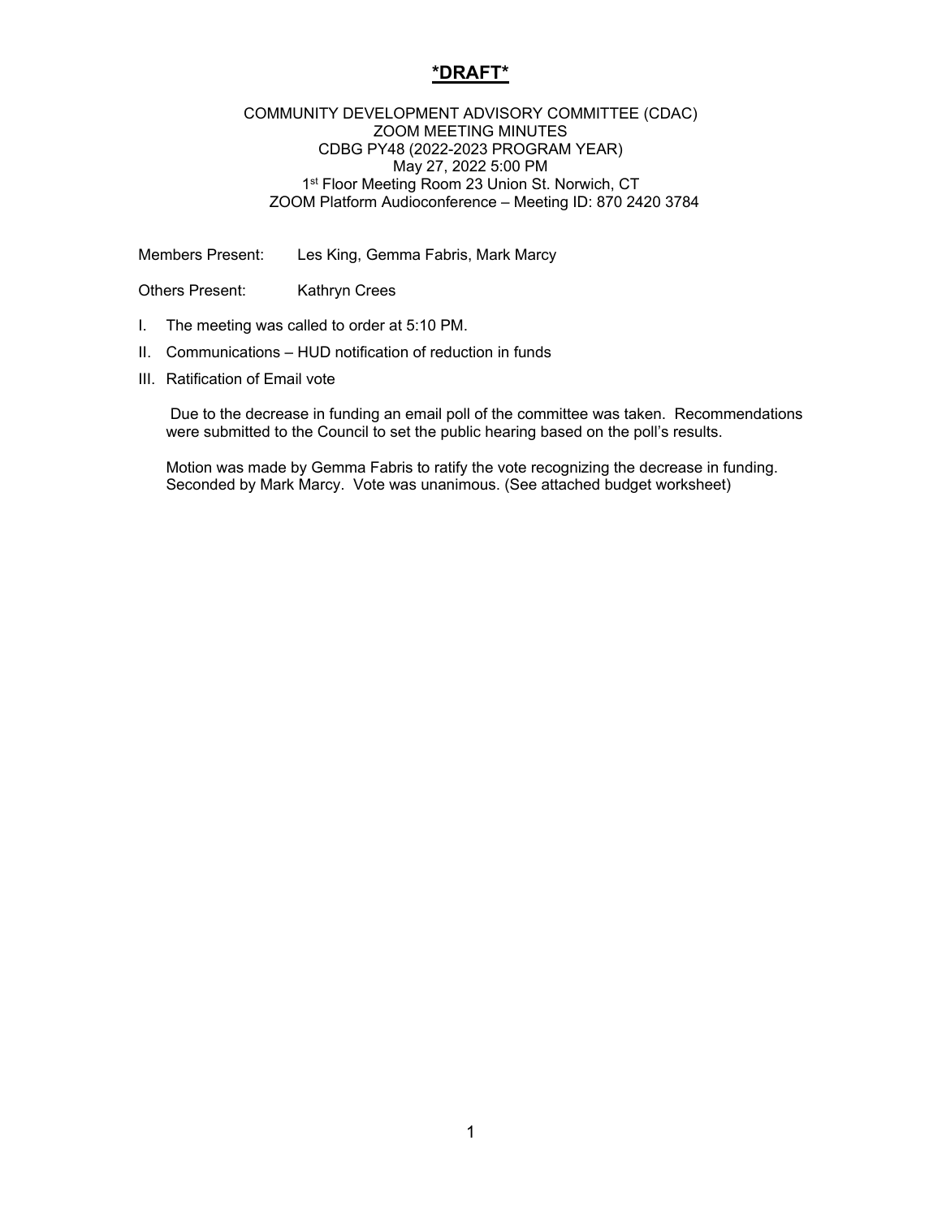# *DRAFT*

COMMUNITY DEVELOPMENT ADVISORY COMMITTEE (CDAC)
ZOOM MEETING MINUTES
CDBG PY48 (2022-2023 PROGRAM YEAR)
May 27, 2022 5:00 PM
1st Floor Meeting Room 23 Union St. Norwich, CT
ZOOM Platform Audioconference – Meeting ID: 870 2420 3784

Members Present: Les King, Gemma Fabris, Mark Marcy

Others Present: Kathryn Crees

I. The meeting was called to order at 5:10 PM.

II. Communications – HUD notification of reduction in funds

III. Ratification of Email vote

Due to the decrease in funding an email poll of the committee was taken. Recommendations were submitted to the Council to set the public hearing based on the poll's results.

Motion was made by Gemma Fabris to ratify the vote recognizing the decrease in funding. Seconded by Mark Marcy. Vote was unanimous. (See attached budget worksheet)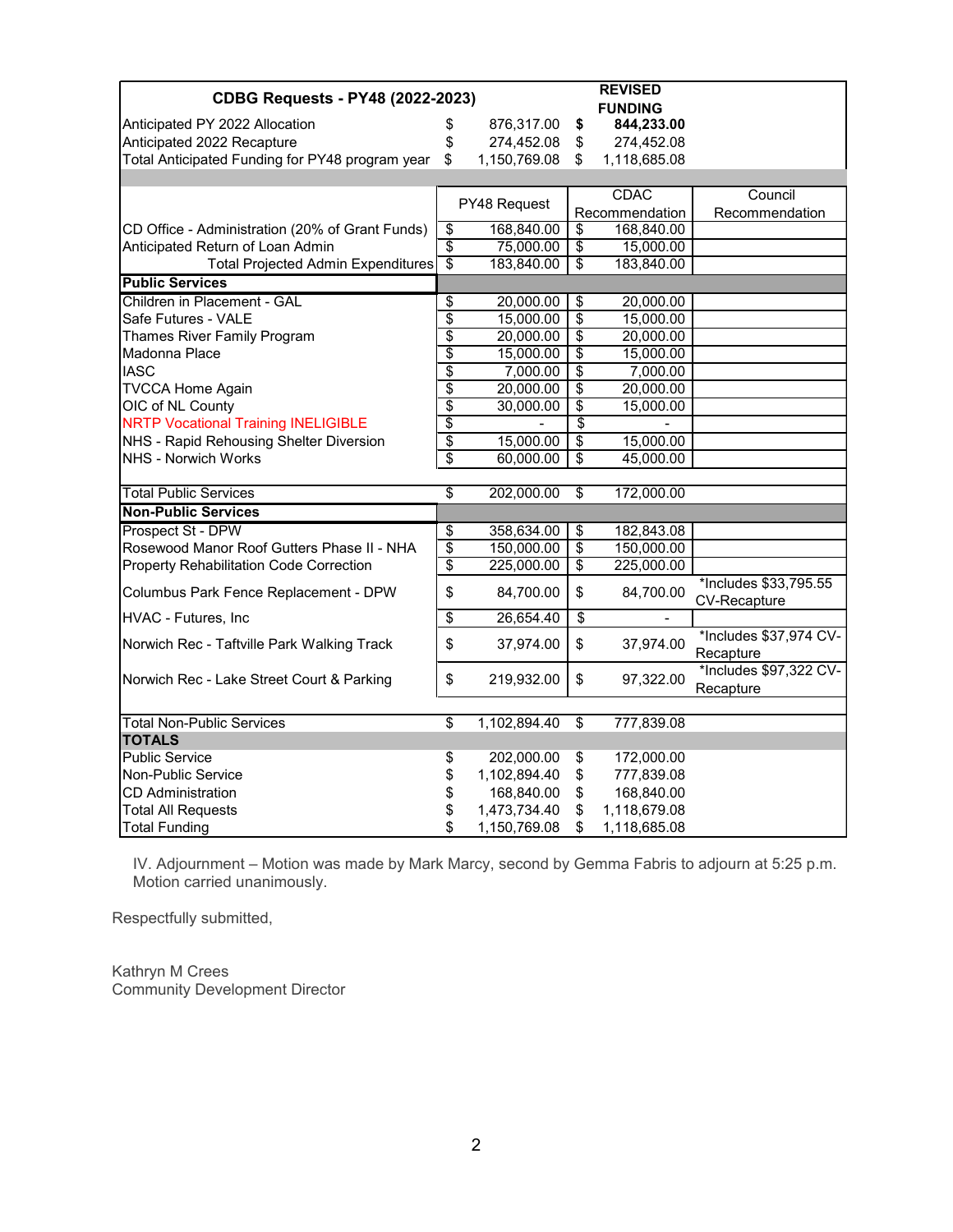| CDBG Requests - PY48 (2022-2023) | | REVISED FUNDING | |
|---|---|---|---|
| Anticipated PY 2022 Allocation | $ 876,317.00 | **$ 844,233.00** | |
| Anticipated 2022 Recapture | $ 274,452.08 | $ 274,452.08 | |
| Total Anticipated Funding for PY48 program year | $ 1,150,769.08 | $ 1,118,685.08 | |
| | | | |
| | PY48 Request | CDAC Recommendation | Council Recommendation |
| CD Office - Administration (20% of Grant Funds) | $ 168,840.00 | $ 168,840.00 | |
| Anticipated Return of Loan Admin | $ 75,000.00 | $ 15,000.00 | |
| Total Projected Admin Expenditures | $ 183,840.00 | $ 183,840.00 | |
| **Public Services** | | | |
| Children in Placement - GAL | $ 20,000.00 | $ 20,000.00 | |
| Safe Futures - VALE | $ 15,000.00 | $ 15,000.00 | |
| Thames River Family Program | $ 20,000.00 | $ 20,000.00 | |
| Madonna Place | $ 15,000.00 | $ 15,000.00 | |
| IASC | $ 7,000.00 | $ 7,000.00 | |
| TVCCA Home Again | $ 20,000.00 | $ 20,000.00 | |
| OIC of NL County | $ 30,000.00 | $ 15,000.00 | |
| NRTP Vocational Training INELIGIBLE | $ - | $ - | |
| NHS - Rapid Rehousing Shelter Diversion | $ 15,000.00 | $ 15,000.00 | |
| NHS - Norwich Works | $ 60,000.00 | $ 45,000.00 | |
| | | | |
| Total Public Services | $ 202,000.00 | $ 172,000.00 | |
| **Non-Public Services** | | | |
| Prospect St - DPW | $ 358,634.00 | $ 182,843.08 | |
| Rosewood Manor Roof Gutters Phase II - NHA | $ 150,000.00 | $ 150,000.00 | |
| Property Rehabilitation Code Correction | $ 225,000.00 | $ 225,000.00 | |
| Columbus Park Fence Replacement - DPW | $ 84,700.00 | $ 84,700.00 | *Includes $33,795.55 CV-Recapture |
| HVAC - Futures, Inc | $ 26,654.40 | $ - | |
| Norwich Rec - Taftville Park Walking Track | $ 37,974.00 | $ 37,974.00 | *Includes $37,974 CV-Recapture |
| Norwich Rec - Lake Street Court & Parking | $ 219,932.00 | $ 97,322.00 | *Includes $97,322 CV-Recapture |
| | | | |
| Total Non-Public Services | $ 1,102,894.40 | $ 777,839.08 | |
| **TOTALS** | | | |
| Public Service | $ 202,000.00 | $ 172,000.00 | |
| Non-Public Service | $ 1,102,894.40 | $ 777,839.08 | |
| CD Administration | $ 168,840.00 | $ 168,840.00 | |
| Total All Requests | $ 1,473,734.40 | $ 1,118,679.08 | |
| Total Funding | $ 1,150,769.08 | $ 1,118,685.08 | |

IV. Adjournment – Motion was made by Mark Marcy, second by Gemma Fabris to adjourn at 5:25 p.m. Motion carried unanimously.

Respectfully submitted,

Kathryn M Crees
Community Development Director